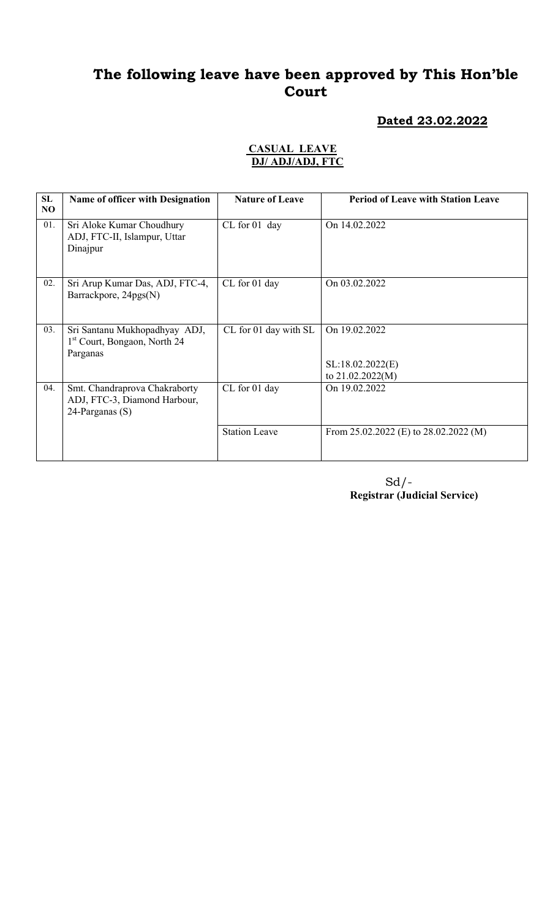# The following leave have been approved by This Hon'ble Court

**Dated 23.02.2022**

**CASUAL LEAVE**
**DJ/ ADJ/ADJ, FTC**

| SL NO | Name of officer with Designation | Nature of Leave | Period of Leave with Station Leave |
|---|---|---|---|
| 01. | Sri Aloke Kumar Choudhury ADJ, FTC-II, Islampur, Uttar Dinajpur | CL for 01 day | On 14.02.2022 |
| 02. | Sri Arup Kumar Das, ADJ, FTC-4, Barrackpore, 24pgs(N) | CL for 01 day | On 03.02.2022 |
| 03. | Sri Santanu Mukhopadhyay ADJ, 1st Court, Bongaon, North 24 Parganas | CL for 01 day with SL | On 19.02.2022<br><br>SL:18.02.2022(E) to 21.02.2022(M) |
| 04. | Smt. Chandraprova Chakraborty ADJ, FTC-3, Diamond Harbour, 24-Parganas (S) | CL for 01 day | On 19.02.2022 |
| | | Station Leave | From 25.02.2022 (E) to 28.02.2022 (M) |

Sd/-
**Registrar (Judicial Service)**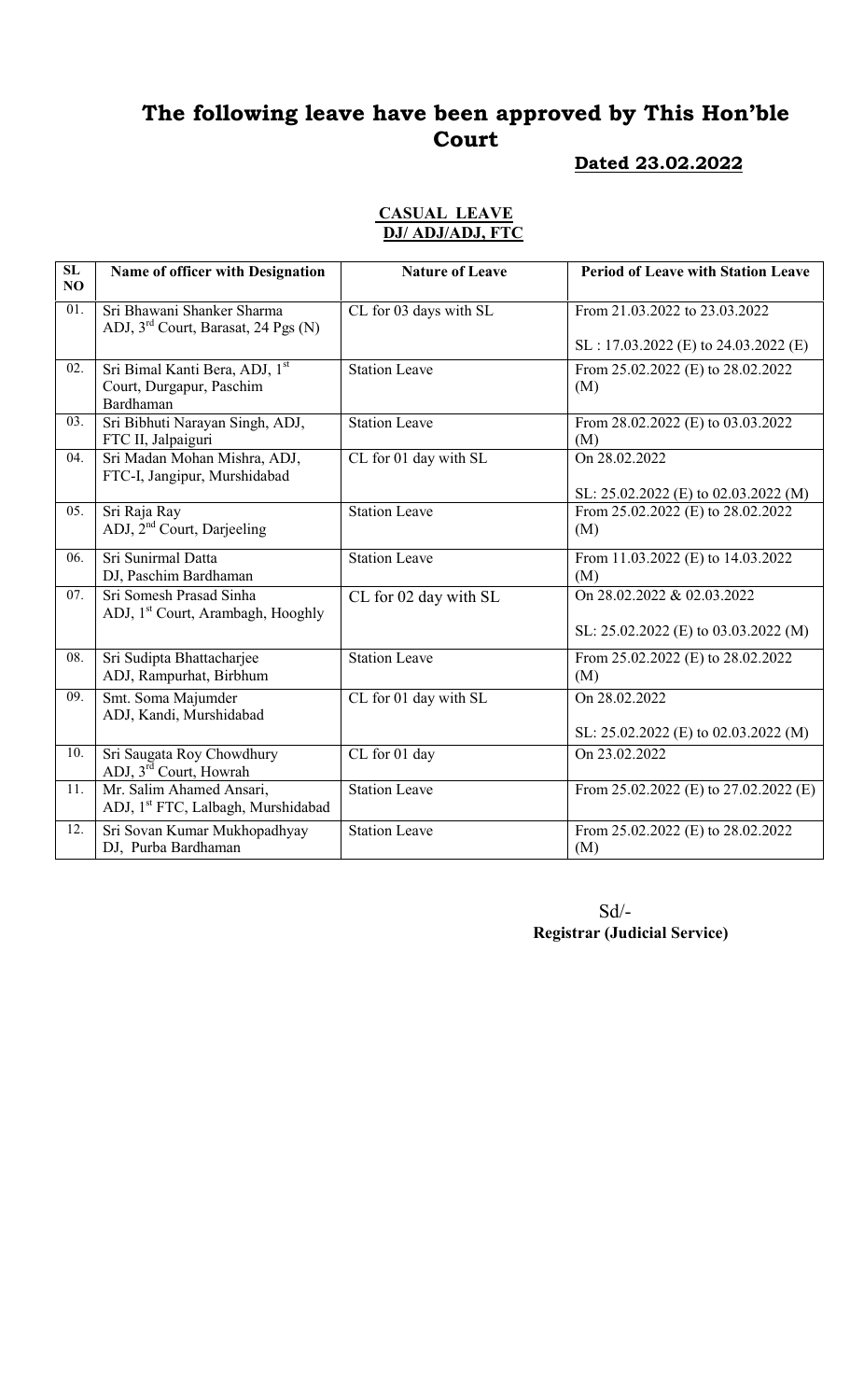# The following leave have been approved by This Hon'ble Court

**Dated 23.02.2022**

**CASUAL LEAVE**
**DJ/ ADJ/ADJ, FTC**

| SL NO | Name of officer with Designation | Nature of Leave | Period of Leave with Station Leave |
|---|---|---|---|
| 01. | Sri Bhawani Shanker Sharma ADJ, 3rd Court, Barasat, 24 Pgs (N) | CL for 03 days with SL | From 21.03.2022 to 23.03.2022<br><br>SL : 17.03.2022 (E) to 24.03.2022 (E) |
| 02. | Sri Bimal Kanti Bera, ADJ, 1st Court, Durgapur, Paschim Bardhaman | Station Leave | From 25.02.2022 (E) to 28.02.2022 (M) |
| 03. | Sri Bibhuti Narayan Singh, ADJ, FTC II, Jalpaiguri | Station Leave | From 28.02.2022 (E) to 03.03.2022 (M) |
| 04. | Sri Madan Mohan Mishra, ADJ, FTC-I, Jangipur, Murshidabad | CL for 01 day with SL | On 28.02.2022<br><br>SL: 25.02.2022 (E) to 02.03.2022 (M) |
| 05. | Sri Raja Ray ADJ, 2nd Court, Darjeeling | Station Leave | From 25.02.2022 (E) to 28.02.2022 (M) |
| 06. | Sri Sunirmal Datta DJ, Paschim Bardhaman | Station Leave | From 11.03.2022 (E) to 14.03.2022 (M) |
| 07. | Sri Somesh Prasad Sinha ADJ, 1st Court, Arambagh, Hooghly | CL for 02 day with SL | On 28.02.2022 & 02.03.2022<br><br>SL: 25.02.2022 (E) to 03.03.2022 (M) |
| 08. | Sri Sudipta Bhattacharjee ADJ, Rampurhat, Birbhum | Station Leave | From 25.02.2022 (E) to 28.02.2022 (M) |
| 09. | Smt. Soma Majumder ADJ, Kandi, Murshidabad | CL for 01 day with SL | On 28.02.2022<br><br>SL: 25.02.2022 (E) to 02.03.2022 (M) |
| 10. | Sri Saugata Roy Chowdhury ADJ, 3rd Court, Howrah | CL for 01 day | On 23.02.2022 |
| 11. | Mr. Salim Ahamed Ansari, ADJ, 1st FTC, Lalbagh, Murshidabad | Station Leave | From 25.02.2022 (E) to 27.02.2022 (E) |
| 12. | Sri Sovan Kumar Mukhopadhyay DJ, Purba Bardhaman | Station Leave | From 25.02.2022 (E) to 28.02.2022 (M) |

Sd/-
**Registrar (Judicial Service)**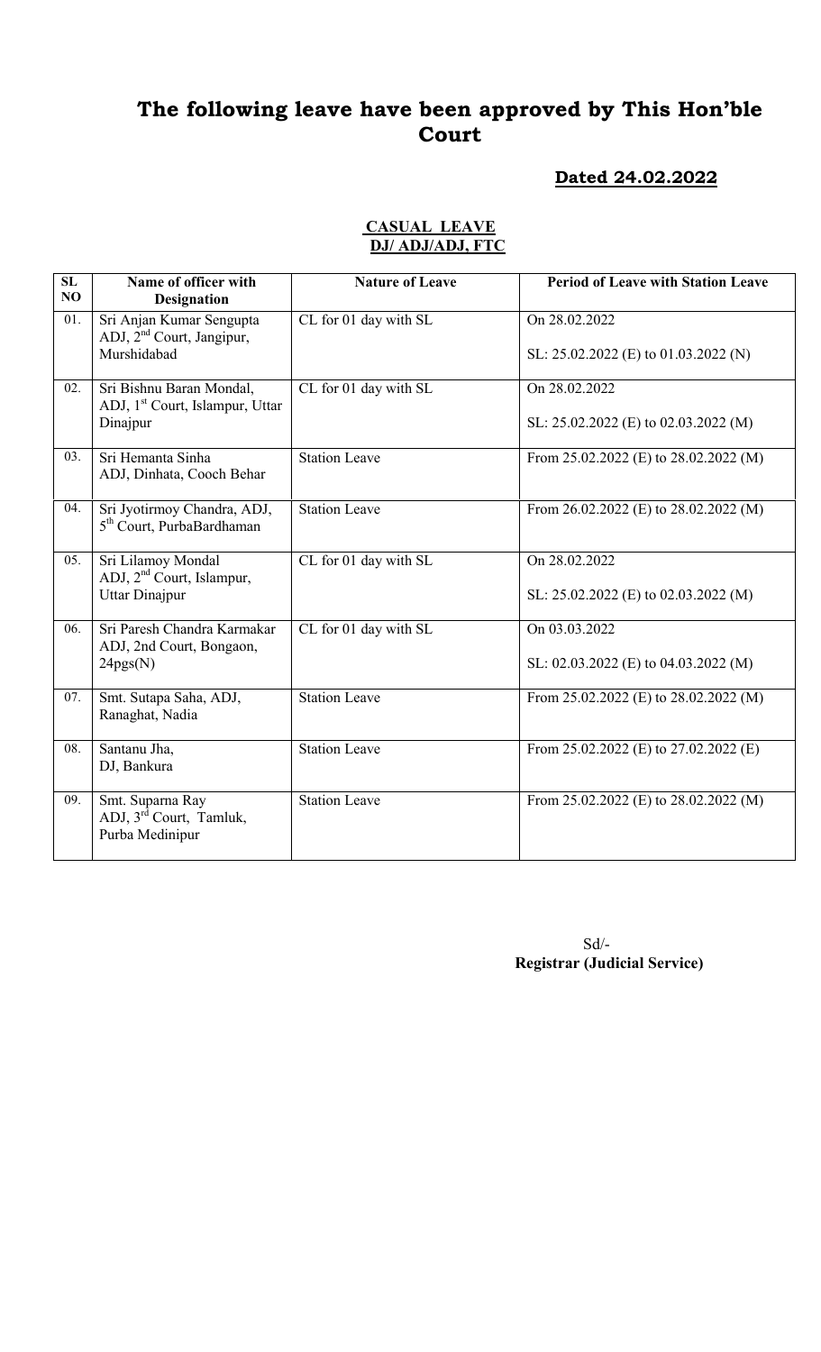# The following leave have been approved by This Hon'ble Court

**Dated 24.02.2022**

**CASUAL LEAVE**
**DJ/ ADJ/ADJ, FTC**

| SL NO | Name of officer with Designation | Nature of Leave | Period of Leave with Station Leave |
|---|---|---|---|
| 01. | Sri Anjan Kumar Sengupta ADJ, 2nd Court, Jangipur, Murshidabad | CL for 01 day with SL | On 28.02.2022<br>SL: 25.02.2022 (E) to 01.03.2022 (N) |
| 02. | Sri Bishnu Baran Mondal, ADJ, 1st Court, Islampur, Uttar Dinajpur | CL for 01 day with SL | On 28.02.2022<br>SL: 25.02.2022 (E) to 02.03.2022 (M) |
| 03. | Sri Hemanta Sinha ADJ, Dinhata, Cooch Behar | Station Leave | From 25.02.2022 (E) to 28.02.2022 (M) |
| 04. | Sri Jyotirmoy Chandra, ADJ, 5th Court, PurbaBardhaman | Station Leave | From 26.02.2022 (E) to 28.02.2022 (M) |
| 05. | Sri Lilamoy Mondal ADJ, 2nd Court, Islampur, Uttar Dinajpur | CL for 01 day with SL | On 28.02.2022<br>SL: 25.02.2022 (E) to 02.03.2022 (M) |
| 06. | Sri Paresh Chandra Karmakar ADJ, 2nd Court, Bongaon, 24pgs(N) | CL for 01 day with SL | On 03.03.2022<br>SL: 02.03.2022 (E) to 04.03.2022 (M) |
| 07. | Smt. Sutapa Saha, ADJ, Ranaghat, Nadia | Station Leave | From 25.02.2022 (E) to 28.02.2022 (M) |
| 08. | Santanu Jha, DJ, Bankura | Station Leave | From 25.02.2022 (E) to 27.02.2022 (E) |
| 09. | Smt. Suparna Ray ADJ, 3rd Court, Tamluk, Purba Medinipur | Station Leave | From 25.02.2022 (E) to 28.02.2022 (M) |

Sd/-
**Registrar (Judicial Service)**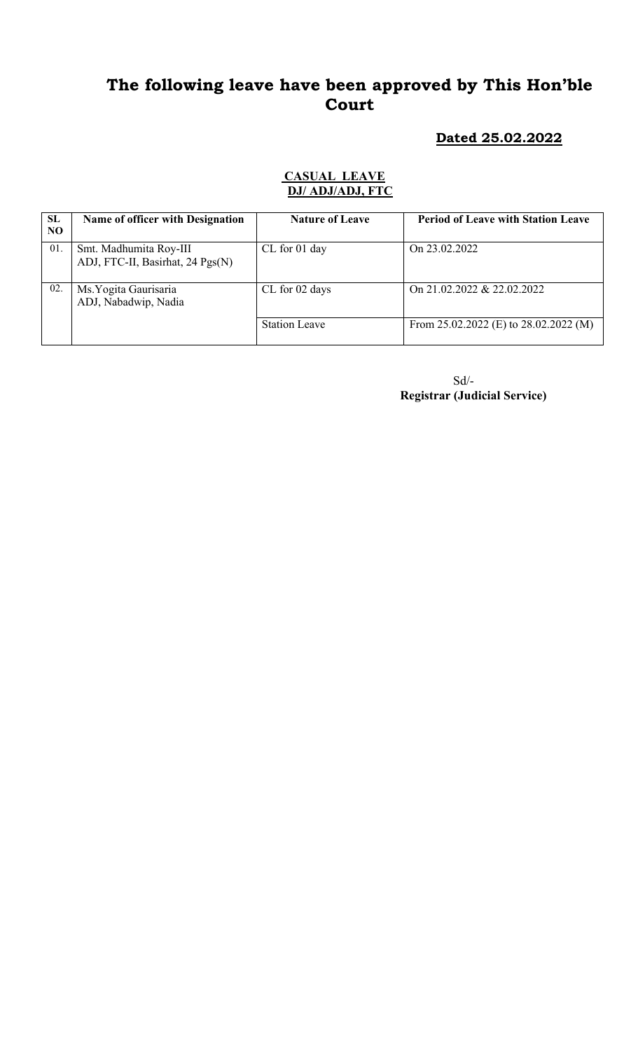# The following leave have been approved by This Hon'ble Court

**Dated 25.02.2022**

**CASUAL LEAVE**
**DJ/ ADJ/ADJ, FTC**

| SL NO | Name of officer with Designation | Nature of Leave | Period of Leave with Station Leave |
|---|---|---|---|
| 01. | Smt. Madhumita Roy-III<br>ADJ, FTC-II, Basirhat, 24 Pgs(N) | CL for 01 day | On 23.02.2022 |
| 02. | Ms.Yogita Gaurisaria<br>ADJ, Nabadwip, Nadia | CL for 02 days | On 21.02.2022 & 22.02.2022 |
| | | Station Leave | From 25.02.2022 (E) to 28.02.2022 (M) |

Sd/-
**Registrar (Judicial Service)**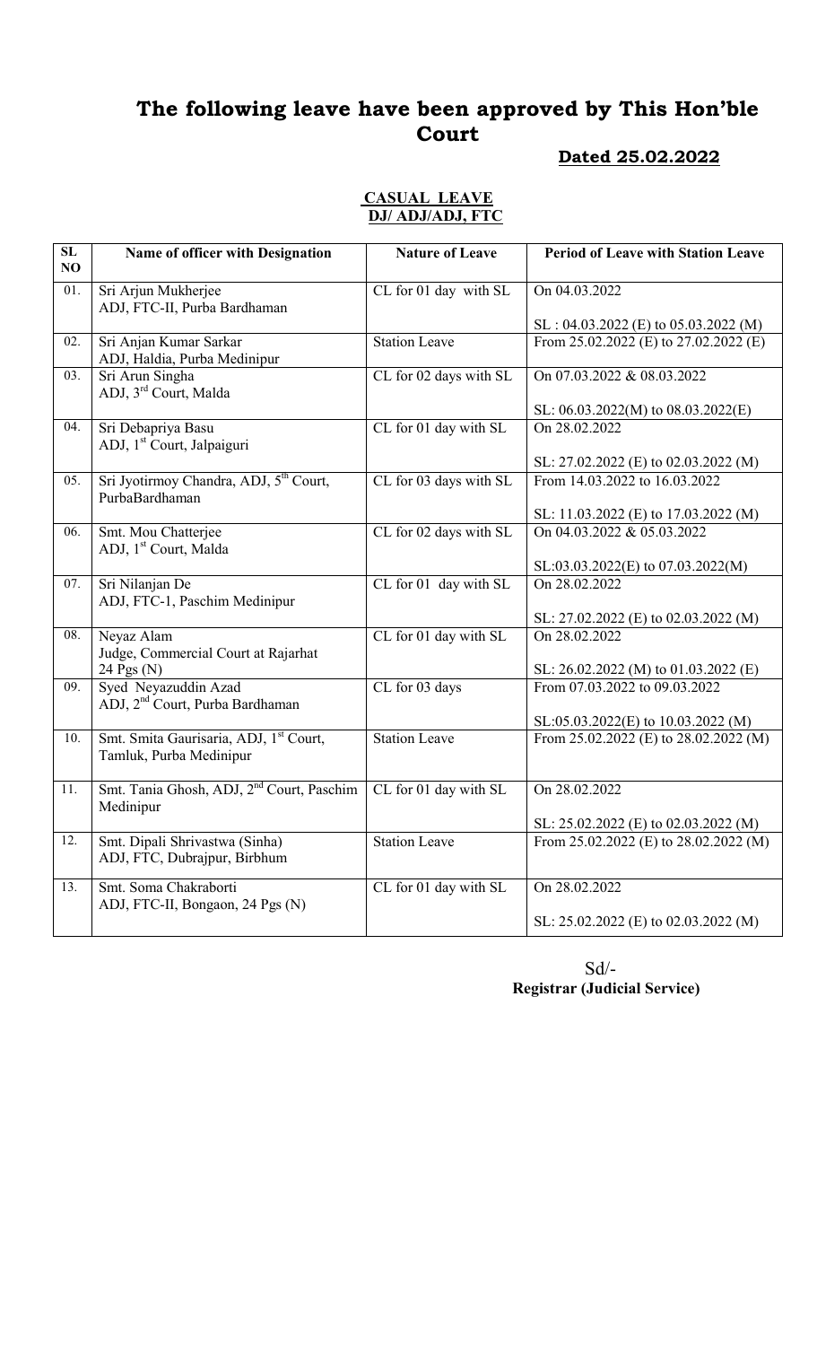# The following leave have been approved by This Hon'ble Court

**Dated 25.02.2022**

**CASUAL LEAVE**
**DJ/ ADJ/ADJ, FTC**

| SL NO | Name of officer with Designation | Nature of Leave | Period of Leave with Station Leave |
|---|---|---|---|
| 01. | Sri Arjun Mukherjee<br>ADJ, FTC-II, Purba Bardhaman | CL for 01 day with SL | On 04.03.2022<br><br>SL : 04.03.2022 (E) to 05.03.2022 (M) |
| 02. | Sri Anjan Kumar Sarkar<br>ADJ, Haldia, Purba Medinipur | Station Leave | From 25.02.2022 (E) to 27.02.2022 (E) |
| 03. | Sri Arun Singha<br>ADJ, 3rd Court, Malda | CL for 02 days with SL | On 07.03.2022 & 08.03.2022<br><br>SL: 06.03.2022(M) to 08.03.2022(E) |
| 04. | Sri Debapriya Basu<br>ADJ, 1st Court, Jalpaiguri | CL for 01 day with SL | On 28.02.2022<br><br>SL: 27.02.2022 (E) to 02.03.2022 (M) |
| 05. | Sri Jyotirmoy Chandra, ADJ, 5th Court, PurbaBardhaman | CL for 03 days with SL | From 14.03.2022 to 16.03.2022<br><br>SL: 11.03.2022 (E) to 17.03.2022 (M) |
| 06. | Smt. Mou Chatterjee<br>ADJ, 1st Court, Malda | CL for 02 days with SL | On 04.03.2022 & 05.03.2022<br><br>SL:03.03.2022(E) to 07.03.2022(M) |
| 07. | Sri Nilanjan De<br>ADJ, FTC-1, Paschim Medinipur | CL for 01 day with SL | On 28.02.2022<br><br>SL: 27.02.2022 (E) to 02.03.2022 (M) |
| 08. | Neyaz Alam<br>Judge, Commercial Court at Rajarhat 24 Pgs (N) | CL for 01 day with SL | On 28.02.2022<br><br>SL: 26.02.2022 (M) to 01.03.2022 (E) |
| 09. | Syed Neyazuddin Azad<br>ADJ, 2nd Court, Purba Bardhaman | CL for 03 days | From 07.03.2022 to 09.03.2022<br><br>SL:05.03.2022(E) to 10.03.2022 (M) |
| 10. | Smt. Smita Gaurisaria, ADJ, 1st Court, Tamluk, Purba Medinipur | Station Leave | From 25.02.2022 (E) to 28.02.2022 (M) |
| 11. | Smt. Tania Ghosh, ADJ, 2nd Court, Paschim Medinipur | CL for 01 day with SL | On 28.02.2022<br><br>SL: 25.02.2022 (E) to 02.03.2022 (M) |
| 12. | Smt. Dipali Shrivastwa (Sinha)<br>ADJ, FTC, Dubrajpur, Birbhum | Station Leave | From 25.02.2022 (E) to 28.02.2022 (M) |
| 13. | Smt. Soma Chakraborti<br>ADJ, FTC-II, Bongaon, 24 Pgs (N) | CL for 01 day with SL | On 28.02.2022<br><br>SL: 25.02.2022 (E) to 02.03.2022 (M) |

Sd/-
**Registrar (Judicial Service)**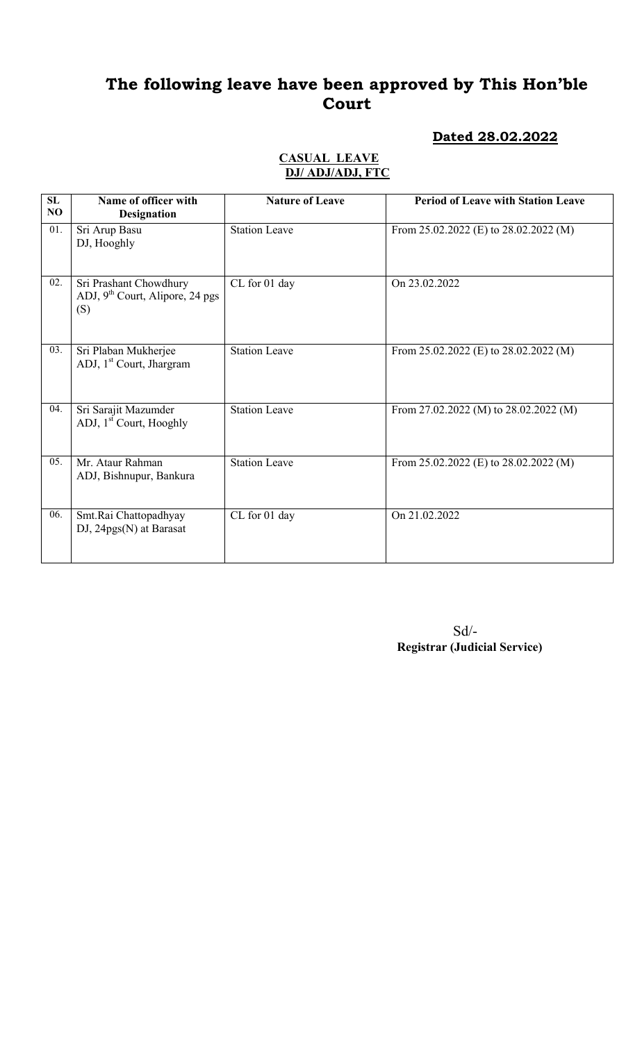# The following leave have been approved by This Hon'ble Court

**Dated 28.02.2022**

**CASUAL LEAVE**
**DJ/ ADJ/ADJ, FTC**

| SL NO | Name of officer with Designation | Nature of Leave | Period of Leave with Station Leave |
|---|---|---|---|
| 01. | Sri Arup Basu<br>DJ, Hooghly | Station Leave | From 25.02.2022 (E) to 28.02.2022 (M) |
| 02. | Sri Prashant Chowdhury<br>ADJ, 9th Court, Alipore, 24 pgs (S) | CL for 01 day | On 23.02.2022 |
| 03. | Sri Plaban Mukherjee<br>ADJ, 1st Court, Jhargram | Station Leave | From 25.02.2022 (E) to 28.02.2022 (M) |
| 04. | Sri Sarajit Mazumder<br>ADJ, 1st Court, Hooghly | Station Leave | From 27.02.2022 (M) to 28.02.2022 (M) |
| 05. | Mr. Ataur Rahman<br>ADJ, Bishnupur, Bankura | Station Leave | From 25.02.2022 (E) to 28.02.2022 (M) |
| 06. | Smt.Rai Chattopadhyay<br>DJ, 24pgs(N) at Barasat | CL for 01 day | On 21.02.2022 |

Sd/-
**Registrar (Judicial Service)**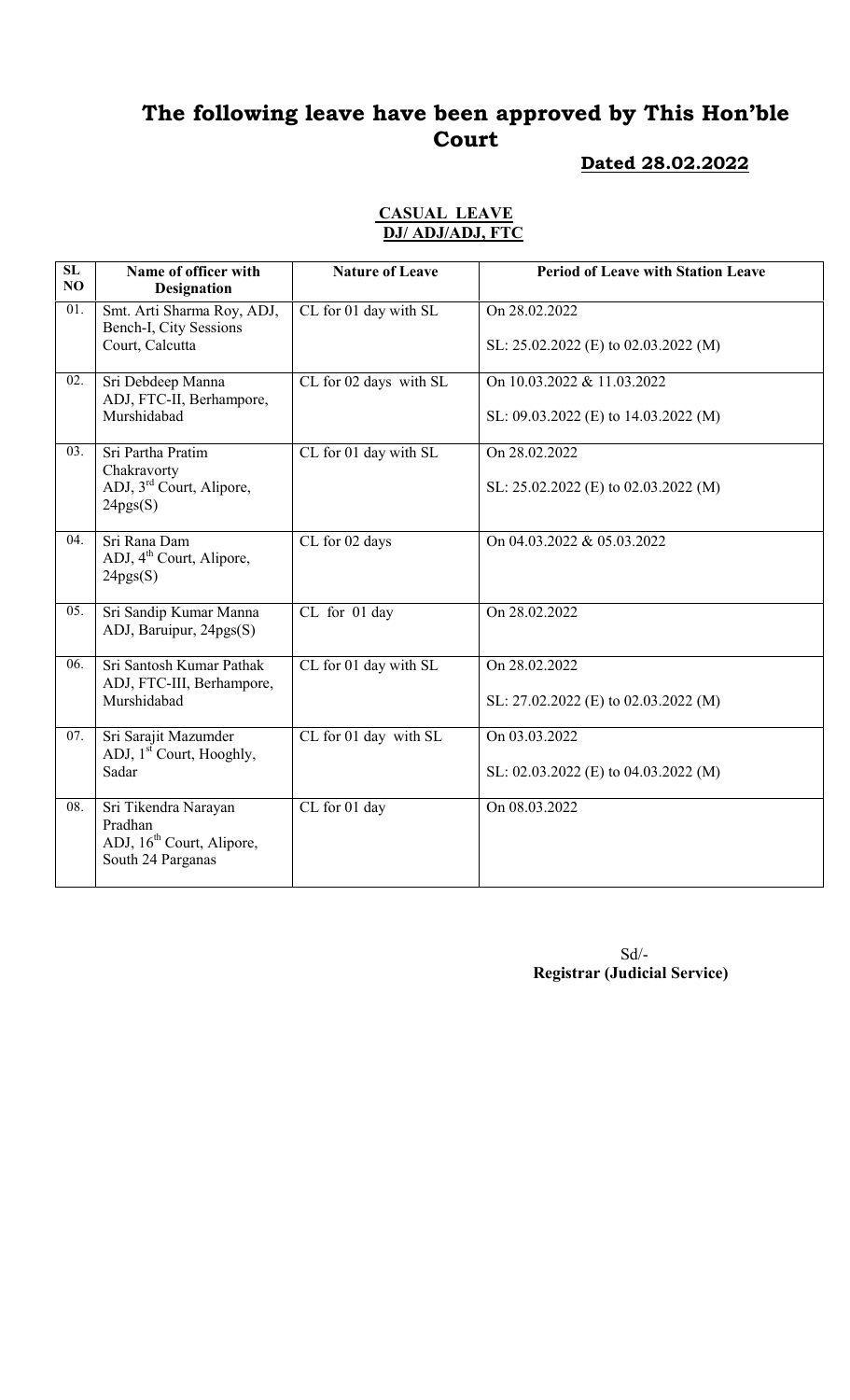# The following leave have been approved by This Hon'ble Court

**Dated 28.02.2022**

**CASUAL LEAVE**
**DJ/ ADJ/ADJ, FTC**

| SL NO | Name of officer with Designation | Nature of Leave | Period of Leave with Station Leave |
|---|---|---|---|
| 01. | Smt. Arti Sharma Roy, ADJ, Bench-I, City Sessions Court, Calcutta | CL for 01 day with SL | On 28.02.2022<br><br>SL: 25.02.2022 (E) to 02.03.2022 (M) |
| 02. | Sri Debdeep Manna ADJ, FTC-II, Berhampore, Murshidabad | CL for 02 days with SL | On 10.03.2022 & 11.03.2022<br><br>SL: 09.03.2022 (E) to 14.03.2022 (M) |
| 03. | Sri Partha Pratim Chakravorty ADJ, 3rd Court, Alipore, 24pgs(S) | CL for 01 day with SL | On 28.02.2022<br><br>SL: 25.02.2022 (E) to 02.03.2022 (M) |
| 04. | Sri Rana Dam ADJ, 4th Court, Alipore, 24pgs(S) | CL for 02 days | On 04.03.2022 & 05.03.2022 |
| 05. | Sri Sandip Kumar Manna ADJ, Baruipur, 24pgs(S) | CL for 01 day | On 28.02.2022 |
| 06. | Sri Santosh Kumar Pathak ADJ, FTC-III, Berhampore, Murshidabad | CL for 01 day with SL | On 28.02.2022<br><br>SL: 27.02.2022 (E) to 02.03.2022 (M) |
| 07. | Sri Sarajit Mazumder ADJ, 1st Court, Hooghly, Sadar | CL for 01 day with SL | On 03.03.2022<br><br>SL: 02.03.2022 (E) to 04.03.2022 (M) |
| 08. | Sri Tikendra Narayan Pradhan ADJ, 16th Court, Alipore, South 24 Parganas | CL for 01 day | On 08.03.2022 |

Sd/-
**Registrar (Judicial Service)**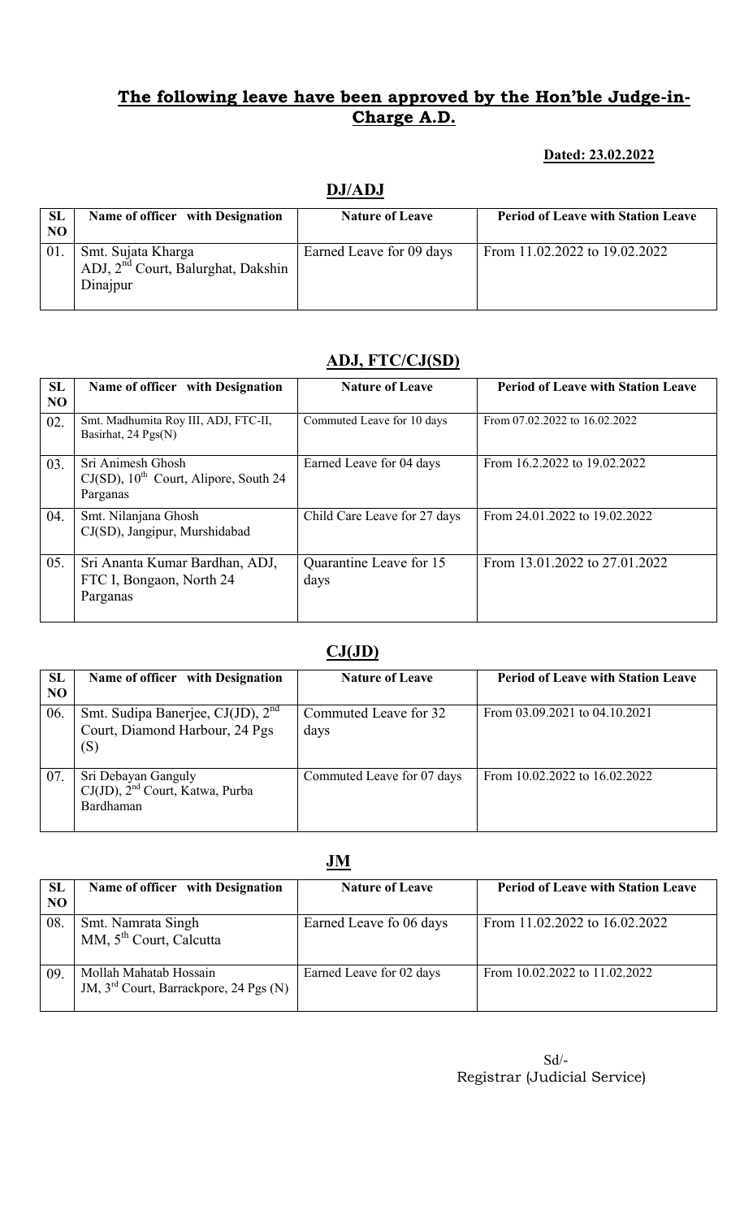## The following leave have been approved by the Hon'ble Judge-in-Charge A.D.

**Dated: 23.02.2022**

### DJ/ADJ

| SL NO | Name of officer with Designation | Nature of Leave | Period of Leave with Station Leave |
|---|---|---|---|
| 01. | Smt. Sujata Kharga ADJ, 2nd Court, Balurghat, Dakshin Dinajpur | Earned Leave for 09 days | From 11.02.2022 to 19.02.2022 |

### ADJ, FTC/CJ(SD)

| SL NO | Name of officer with Designation | Nature of Leave | Period of Leave with Station Leave |
|---|---|---|---|
| 02. | Smt. Madhumita Roy III, ADJ, FTC-II, Basirhat, 24 Pgs(N) | Commuted Leave for 10 days | From 07.02.2022 to 16.02.2022 |
| 03. | Sri Animesh Ghosh CJ(SD), 10th Court, Alipore, South 24 Parganas | Earned Leave for 04 days | From 16.2.2022 to 19.02.2022 |
| 04. | Smt. Nilanjana Ghosh CJ(SD), Jangipur, Murshidabad | Child Care Leave for 27 days | From 24.01.2022 to 19.02.2022 |
| 05. | Sri Ananta Kumar Bardhan, ADJ, FTC I, Bongaon, North 24 Parganas | Quarantine Leave for 15 days | From 13.01.2022 to 27.01.2022 |

### CJ(JD)

| SL NO | Name of officer with Designation | Nature of Leave | Period of Leave with Station Leave |
|---|---|---|---|
| 06. | Smt. Sudipa Banerjee, CJ(JD), 2nd Court, Diamond Harbour, 24 Pgs (S) | Commuted Leave for 32 days | From 03.09.2021 to 04.10.2021 |
| 07. | Sri Debayan Ganguly CJ(JD), 2nd Court, Katwa, Purba Bardhaman | Commuted Leave for 07 days | From 10.02.2022 to 16.02.2022 |

### JM

| SL NO | Name of officer with Designation | Nature of Leave | Period of Leave with Station Leave |
|---|---|---|---|
| 08. | Smt. Namrata Singh MM, 5th Court, Calcutta | Earned Leave fo 06 days | From 11.02.2022 to 16.02.2022 |
| 09. | Mollah Mahatab Hossain JM, 3rd Court, Barrackpore, 24 Pgs (N) | Earned Leave for 02 days | From 10.02.2022 to 11.02.2022 |

Sd/-
Registrar (Judicial Service)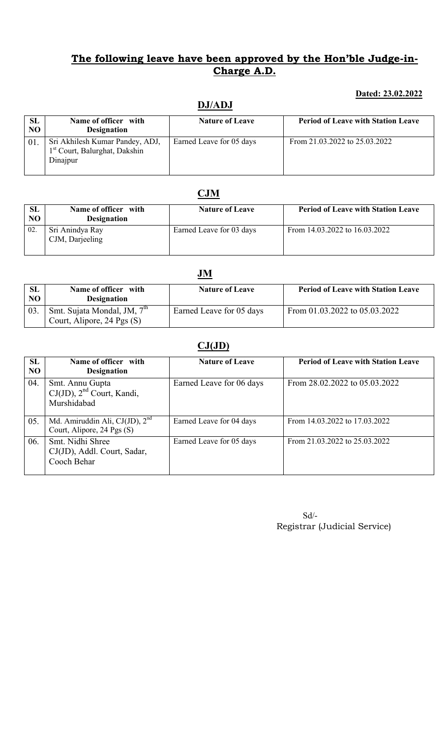## The following leave have been approved by the Hon'ble Judge-in-Charge A.D.

**Dated: 23.02.2022**

### DJ/ADJ

| SL NO | Name of officer with Designation | Nature of Leave | Period of Leave with Station Leave |
|---|---|---|---|
| 01. | Sri Akhilesh Kumar Pandey, ADJ, 1st Court, Balurghat, Dakshin Dinajpur | Earned Leave for 05 days | From 21.03.2022 to 25.03.2022 |

### CJM

| SL NO | Name of officer with Designation | Nature of Leave | Period of Leave with Station Leave |
|---|---|---|---|
| 02. | Sri Anindya Ray CJM, Darjeeling | Earned Leave for 03 days | From 14.03.2022 to 16.03.2022 |

### JM

| SL NO | Name of officer with Designation | Nature of Leave | Period of Leave with Station Leave |
|---|---|---|---|
| 03. | Smt. Sujata Mondal, JM, 7th Court, Alipore, 24 Pgs (S) | Earned Leave for 05 days | From 01.03.2022 to 05.03.2022 |

### CJ(JD)

| SL NO | Name of officer with Designation | Nature of Leave | Period of Leave with Station Leave |
|---|---|---|---|
| 04. | Smt. Annu Gupta CJ(JD), 2nd Court, Kandi, Murshidabad | Earned Leave for 06 days | From 28.02.2022 to 05.03.2022 |
| 05. | Md. Amiruddin Ali, CJ(JD), 2nd Court, Alipore, 24 Pgs (S) | Earned Leave for 04 days | From 14.03.2022 to 17.03.2022 |
| 06. | Smt. Nidhi Shree CJ(JD), Addl. Court, Sadar, Cooch Behar | Earned Leave for 05 days | From 21.03.2022 to 25.03.2022 |

Sd/-
Registrar (Judicial Service)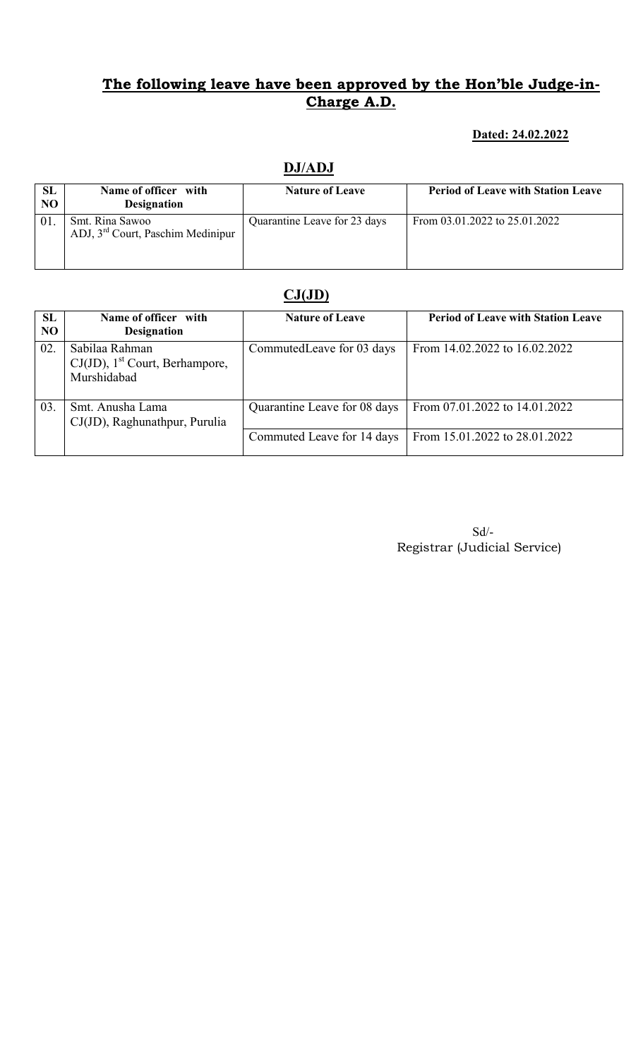## The following leave have been approved by the Hon'ble Judge-in-Charge A.D.

**Dated: 24.02.2022**

### DJ/ADJ

| SL NO | Name of officer with Designation | Nature of Leave | Period of Leave with Station Leave |
|---|---|---|---|
| 01. | Smt. Rina Sawoo<br>ADJ, 3rd Court, Paschim Medinipur | Quarantine Leave for 23 days | From 03.01.2022 to 25.01.2022 |

### CJ(JD)

| SL NO | Name of officer with Designation | Nature of Leave | Period of Leave with Station Leave |
|---|---|---|---|
| 02. | Sabilaa Rahman<br>CJ(JD), 1st Court, Berhampore, Murshidabad | CommutedLeave for 03 days | From 14.02.2022 to 16.02.2022 |
| 03. | Smt. Anusha Lama<br>CJ(JD), Raghunathpur, Purulia | Quarantine Leave for 08 days | From 07.01.2022 to 14.01.2022 |
| | | Commuted Leave for 14 days | From 15.01.2022 to 28.01.2022 |

Sd/-
Registrar (Judicial Service)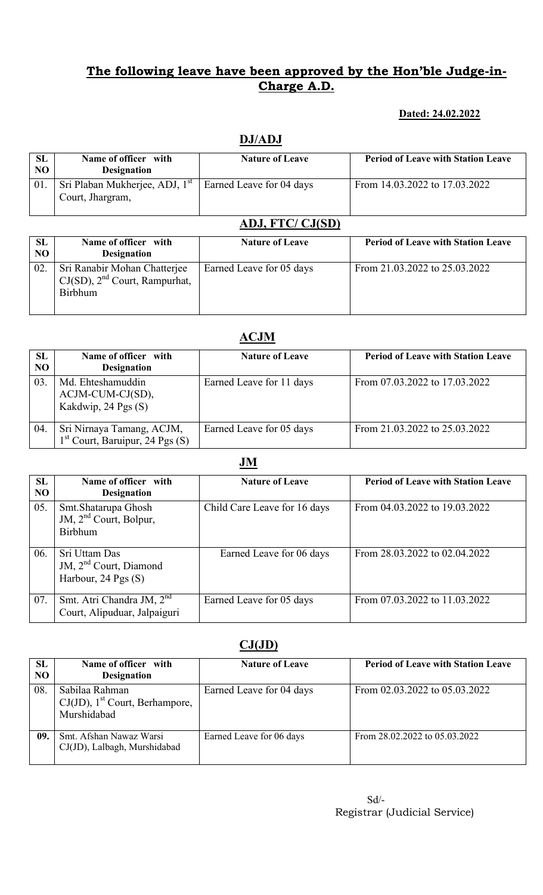## The following leave have been approved by the Hon'ble Judge-in-Charge A.D.

**Dated: 24.02.2022**

### DJ/ADJ

| SL NO | Name of officer with Designation | Nature of Leave | Period of Leave with Station Leave |
|---|---|---|---|
| 01. | Sri Plaban Mukherjee, ADJ, 1st Court, Jhargram, | Earned Leave for 04 days | From 14.03.2022 to 17.03.2022 |

### ADJ, FTC/ CJ(SD)

| SL NO | Name of officer with Designation | Nature of Leave | Period of Leave with Station Leave |
|---|---|---|---|
| 02. | Sri Ranabir Mohan Chatterjee CJ(SD), 2nd Court, Rampurhat, Birbhum | Earned Leave for 05 days | From 21.03.2022 to 25.03.2022 |

### ACJM

| SL NO | Name of officer with Designation | Nature of Leave | Period of Leave with Station Leave |
|---|---|---|---|
| 03. | Md. Ehteshamuddin ACJM-CUM-CJ(SD), Kakdwip, 24 Pgs (S) | Earned Leave for 11 days | From 07.03.2022 to 17.03.2022 |
| 04. | Sri Nirnaya Tamang, ACJM, 1st Court, Baruipur, 24 Pgs (S) | Earned Leave for 05 days | From 21.03.2022 to 25.03.2022 |

### JM

| SL NO | Name of officer with Designation | Nature of Leave | Period of Leave with Station Leave |
|---|---|---|---|
| 05. | Smt.Shatarupa Ghosh JM, 2nd Court, Bolpur, Birbhum | Child Care Leave for 16 days | From 04.03.2022 to 19.03.2022 |
| 06. | Sri Uttam Das JM, 2nd Court, Diamond Harbour, 24 Pgs (S) | Earned Leave for 06 days | From 28.03.2022 to 02.04.2022 |
| 07. | Smt. Atri Chandra JM, 2nd Court, Alipuduar, Jalpaiguri | Earned Leave for 05 days | From 07.03.2022 to 11.03.2022 |

### CJ(JD)

| SL NO | Name of officer with Designation | Nature of Leave | Period of Leave with Station Leave |
|---|---|---|---|
| 08. | Sabilaa Rahman CJ(JD), 1st Court, Berhampore, Murshidabad | Earned Leave for 04 days | From 02.03.2022 to 05.03.2022 |
| 09. | Smt. Afshan Nawaz Warsi CJ(JD), Lalbagh, Murshidabad | Earned Leave for 06 days | From 28.02.2022 to 05.03.2022 |

Sd/-
Registrar (Judicial Service)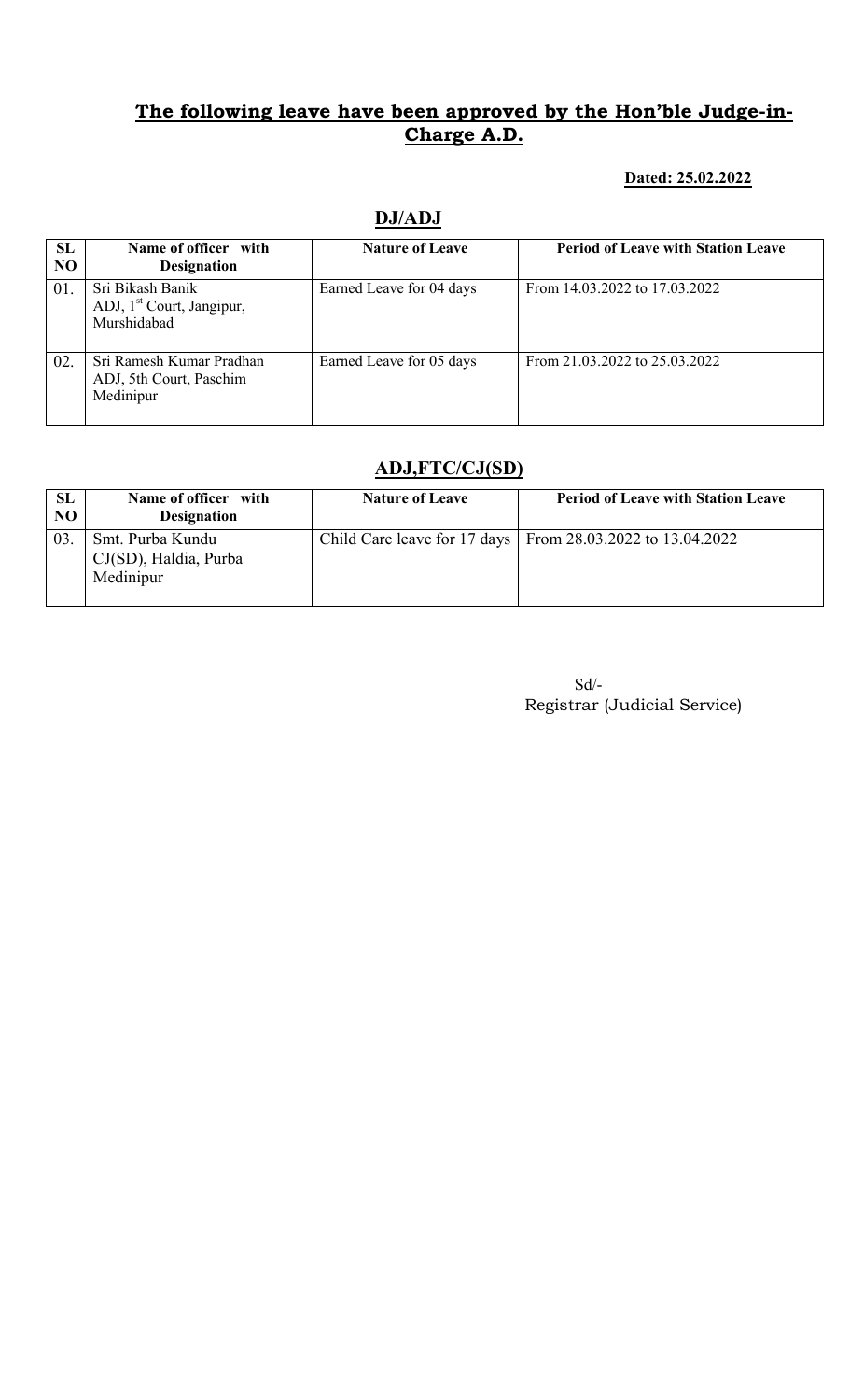## The following leave have been approved by the Hon'ble Judge-in-Charge A.D.

**Dated: 25.02.2022**

### DJ/ADJ

| SL NO | Name of officer with Designation | Nature of Leave | Period of Leave with Station Leave |
|---|---|---|---|
| 01. | Sri Bikash Banik ADJ, 1st Court, Jangipur, Murshidabad | Earned Leave for 04 days | From 14.03.2022 to 17.03.2022 |
| 02. | Sri Ramesh Kumar Pradhan ADJ, 5th Court, Paschim Medinipur | Earned Leave for 05 days | From 21.03.2022 to 25.03.2022 |

### ADJ,FTC/CJ(SD)

| SL NO | Name of officer with Designation | Nature of Leave | Period of Leave with Station Leave |
|---|---|---|---|
| 03. | Smt. Purba Kundu CJ(SD), Haldia, Purba Medinipur | Child Care leave for 17 days | From 28.03.2022 to 13.04.2022 |

Sd/-
Registrar (Judicial Service)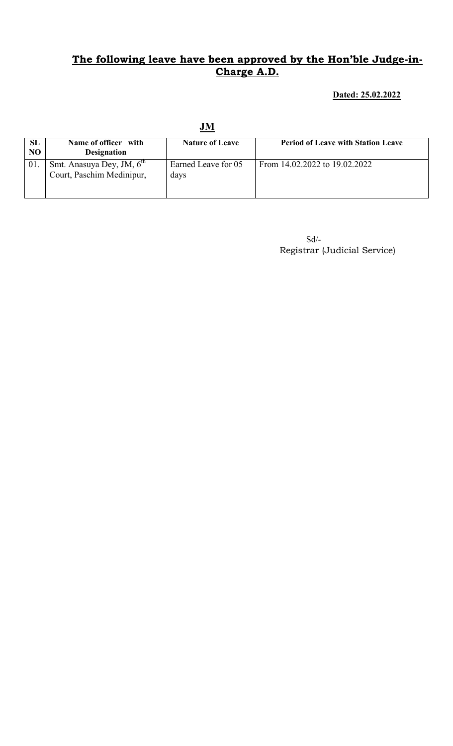**The following leave have been approved by the Hon'ble Judge-in-Charge A.D.**

**Dated: 25.02.2022**

**JM**

| SL NO | Name of officer with Designation | Nature of Leave | Period of Leave with Station Leave |
|---|---|---|---|
| 01. | Smt. Anasuya Dey, JM, 6th Court, Paschim Medinipur, | Earned Leave for 05 days | From 14.02.2022 to 19.02.2022 |

Sd/-
Registrar (Judicial Service)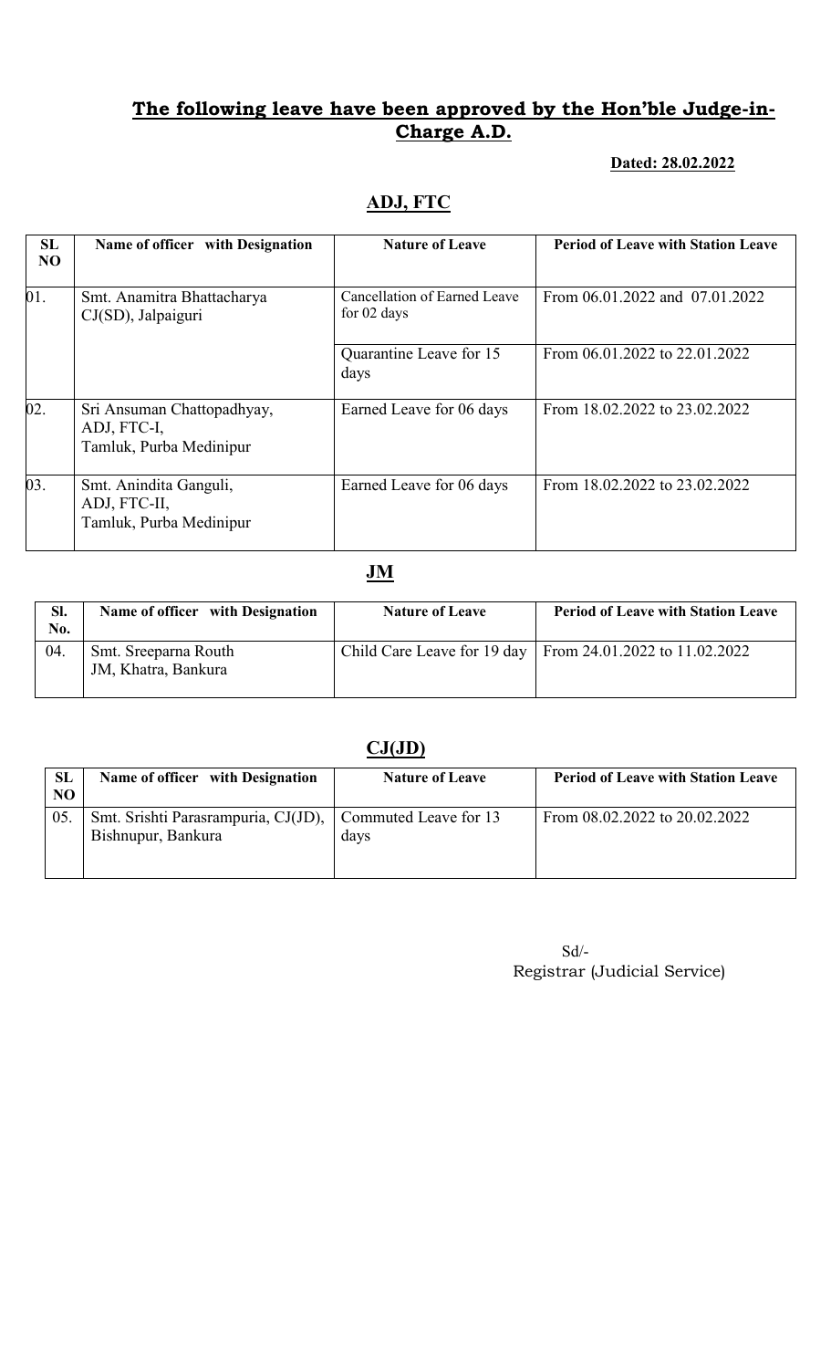## The following leave have been approved by the Hon'ble Judge-in-Charge A.D.

**Dated: 28.02.2022**

### ADJ, FTC

| SL NO | Name of officer with Designation | Nature of Leave | Period of Leave with Station Leave |
|---|---|---|---|
| 01. | Smt. Anamitra Bhattacharya CJ(SD), Jalpaiguri | Cancellation of Earned Leave for 02 days | From 06.01.2022 and 07.01.2022 |
| | | Quarantine Leave for 15 days | From 06.01.2022 to 22.01.2022 |
| 02. | Sri Ansuman Chattopadhyay, ADJ, FTC-I, Tamluk, Purba Medinipur | Earned Leave for 06 days | From 18.02.2022 to 23.02.2022 |
| 03. | Smt. Anindita Ganguli, ADJ, FTC-II, Tamluk, Purba Medinipur | Earned Leave for 06 days | From 18.02.2022 to 23.02.2022 |

### JM

| Sl. No. | Name of officer with Designation | Nature of Leave | Period of Leave with Station Leave |
|---|---|---|---|
| 04. | Smt. Sreeparna Routh JM, Khatra, Bankura | Child Care Leave for 19 day | From 24.01.2022 to 11.02.2022 |

### CJ(JD)

| SL NO | Name of officer with Designation | Nature of Leave | Period of Leave with Station Leave |
|---|---|---|---|
| 05. | Smt. Srishti Parasrampuria, CJ(JD), Bishnupur, Bankura | Commuted Leave for 13 days | From 08.02.2022 to 20.02.2022 |

Sd/-
Registrar (Judicial Service)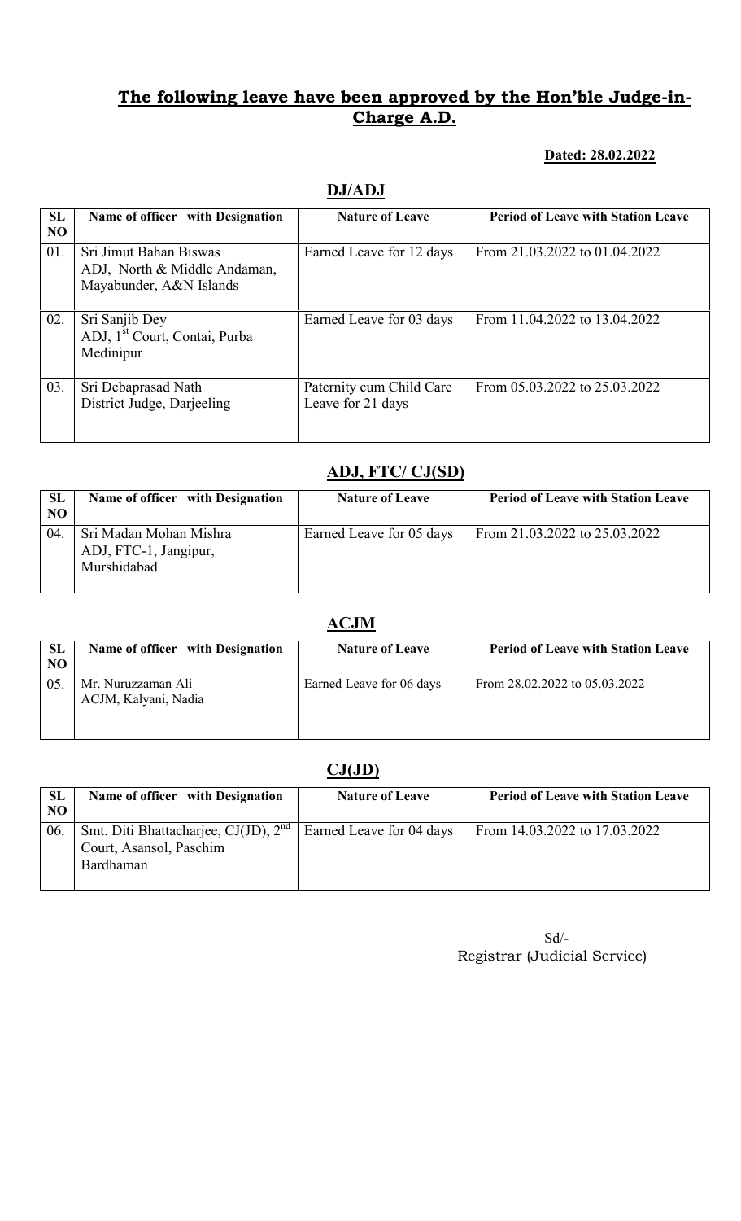## The following leave have been approved by the Hon'ble Judge-in-Charge A.D.

**Dated: 28.02.2022**

### DJ/ADJ

| SL NO | Name of officer with Designation | Nature of Leave | Period of Leave with Station Leave |
|---|---|---|---|
| 01. | Sri Jimut Bahan Biswas ADJ, North & Middle Andaman, Mayabunder, A&N Islands | Earned Leave for 12 days | From 21.03.2022 to 01.04.2022 |
| 02. | Sri Sanjib Dey ADJ, 1st Court, Contai, Purba Medinipur | Earned Leave for 03 days | From 11.04.2022 to 13.04.2022 |
| 03. | Sri Debaprasad Nath District Judge, Darjeeling | Paternity cum Child Care Leave for 21 days | From 05.03.2022 to 25.03.2022 |

### ADJ, FTC/ CJ(SD)

| SL NO | Name of officer with Designation | Nature of Leave | Period of Leave with Station Leave |
|---|---|---|---|
| 04. | Sri Madan Mohan Mishra ADJ, FTC-1, Jangipur, Murshidabad | Earned Leave for 05 days | From 21.03.2022 to 25.03.2022 |

### ACJM

| SL NO | Name of officer with Designation | Nature of Leave | Period of Leave with Station Leave |
|---|---|---|---|
| 05. | Mr. Nuruzzaman Ali ACJM, Kalyani, Nadia | Earned Leave for 06 days | From 28.02.2022 to 05.03.2022 |

### CJ(JD)

| SL NO | Name of officer with Designation | Nature of Leave | Period of Leave with Station Leave |
|---|---|---|---|
| 06. | Smt. Diti Bhattacharjee, CJ(JD), 2nd Court, Asansol, Paschim Bardhaman | Earned Leave for 04 days | From 14.03.2022 to 17.03.2022 |

Sd/-
Registrar (Judicial Service)